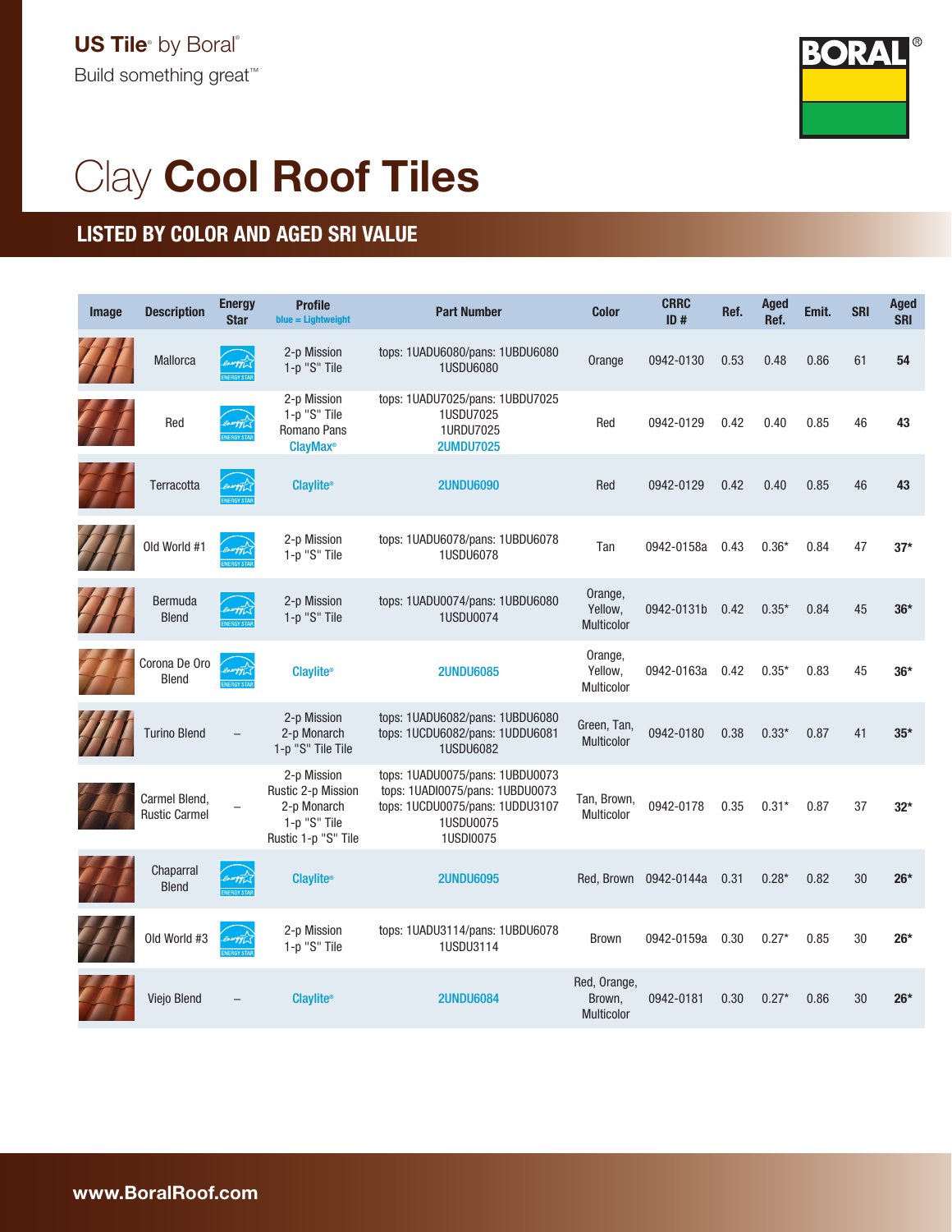US Tile® by Boral®

Build something great™

# Clay **Cool Roof Tiles**

## LISTED BY COLOR AND AGED SRI VALUE

| Image | Description | Energy Star | Profile (blue = Lightweight) | Part Number | Color | CRRC ID # | Ref. | Aged Ref. | Emit. | SRI | Aged SRI |
|---|---|---|---|---|---|---|---|---|---|---|---|
| | Mallorca | ENERGY STAR | 2-p Mission<br>1-p "S" Tile | tops: 1UADU6080/pans: 1UBDU6080<br>1USDU6080 | Orange | 0942-0130 | 0.53 | 0.48 | 0.86 | 61 | **54** |
| | Red | ENERGY STAR | 2-p Mission<br>1-p "S" Tile<br>Romano Pans<br>ClayMax® | tops: 1UADU7025/pans: 1UBDU7025<br>1USDU7025<br>1URDU7025<br>2UMDU7025 | Red | 0942-0129 | 0.42 | 0.40 | 0.85 | 46 | **43** |
| | Terracotta | ENERGY STAR | Claylite® | 2UNDU6090 | Red | 0942-0129 | 0.42 | 0.40 | 0.85 | 46 | **43** |
| | Old World #1 | ENERGY STAR | 2-p Mission<br>1-p "S" Tile | tops: 1UADU6078/pans: 1UBDU6078<br>1USDU6078 | Tan | 0942-0158a | 0.43 | 0.36* | 0.84 | 47 | **37*** |
| | Bermuda Blend | ENERGY STAR | 2-p Mission<br>1-p "S" Tile | tops: 1UADU0074/pans: 1UBDU6080<br>1USDU0074 | Orange, Yellow, Multicolor | 0942-0131b | 0.42 | 0.35* | 0.84 | 45 | **36*** |
| | Corona De Oro Blend | ENERGY STAR | Claylite® | 2UNDU6085 | Orange, Yellow, Multicolor | 0942-0163a | 0.42 | 0.35* | 0.83 | 45 | **36*** |
| | Turino Blend | – | 2-p Mission<br>2-p Monarch<br>1-p "S" Tile Tile | tops: 1UADU6082/pans: 1UBDU6080<br>tops: 1UCDU6082/pans: 1UDDU6081<br>1USDU6082 | Green, Tan, Multicolor | 0942-0180 | 0.38 | 0.33* | 0.87 | 41 | **35*** |
| | Carmel Blend, Rustic Carmel | – | 2-p Mission<br>Rustic 2-p Mission<br>2-p Monarch<br>1-p "S" Tile<br>Rustic 1-p "S" Tile | tops: 1UADU0075/pans: 1UBDU0073<br>tops: 1UADI0075/pans: 1UBDU0073<br>tops: 1UCDU0075/pans: 1UDDU3107<br>1USDU0075<br>1USDI0075 | Tan, Brown, Multicolor | 0942-0178 | 0.35 | 0.31* | 0.87 | 37 | **32*** |
| | Chaparral Blend | ENERGY STAR | Claylite® | 2UNDU6095 | Red, Brown | 0942-0144a | 0.31 | 0.28* | 0.82 | 30 | **26*** |
| | Old World #3 | ENERGY STAR | 2-p Mission<br>1-p "S" Tile | tops: 1UADU3114/pans: 1UBDU6078<br>1USDU3114 | Brown | 0942-0159a | 0.30 | 0.27* | 0.85 | 30 | **26*** |
| | Viejo Blend | – | Claylite® | 2UNDU6084 | Red, Orange, Brown, Multicolor | 0942-0181 | 0.30 | 0.27* | 0.86 | 30 | **26*** |

www.BoralRoof.com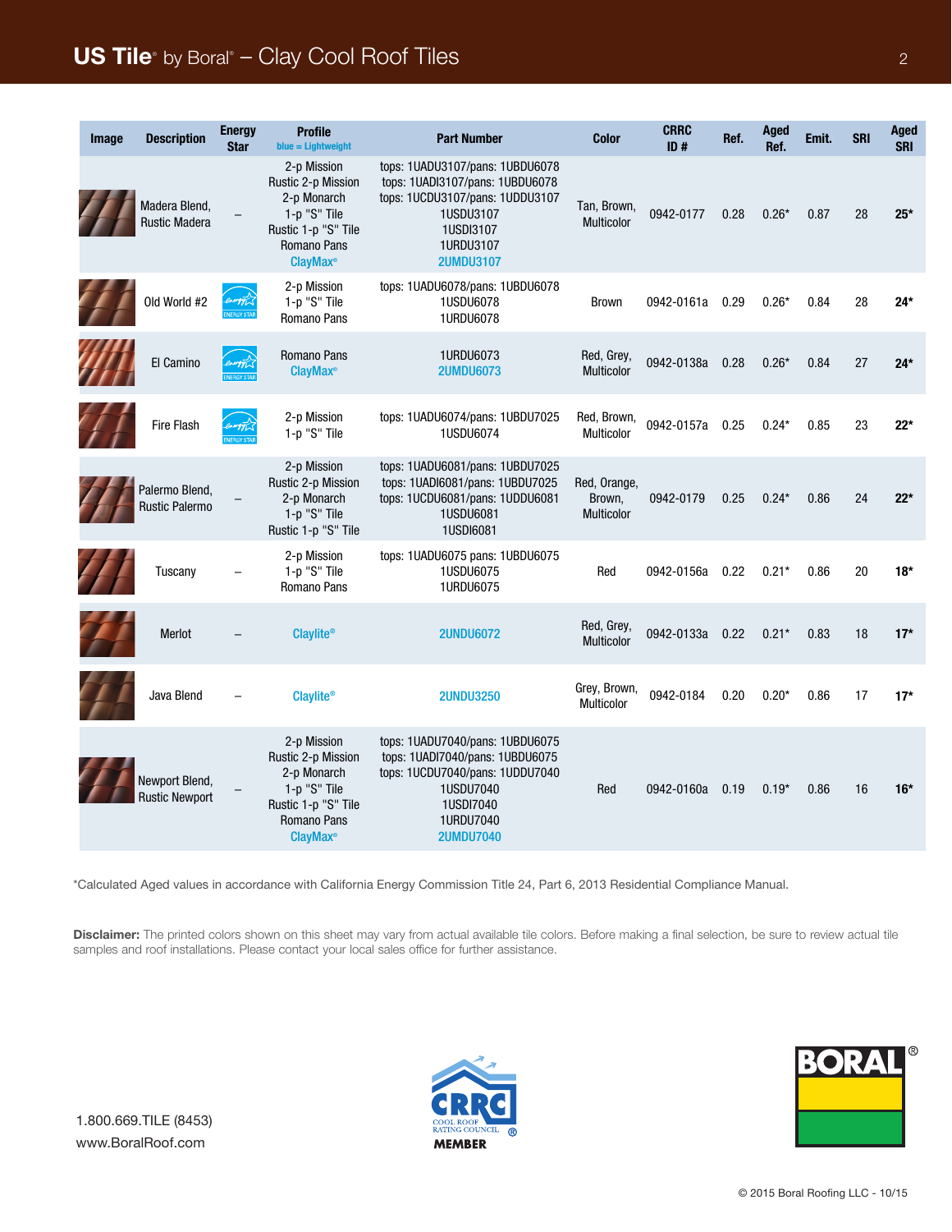# US Tile® by Boral® – Clay Cool Roof Tiles

| Image | Description | Energy Star | Profile (blue = Lightweight) | Part Number | Color | CRRC ID # | Ref. | Aged Ref. | Emit. | SRI | Aged SRI |
|---|---|---|---|---|---|---|---|---|---|---|---|
| | Madera Blend, Rustic Madera | – | 2-p Mission<br>Rustic 2-p Mission<br>2-p Monarch<br>1-p "S" Tile<br>Rustic 1-p "S" Tile<br>Romano Pans<br>ClayMax® | tops: 1UADU3107/pans: 1UBDU6078<br>tops: 1UADI3107/pans: 1UBDU6078<br>tops: 1UCDU3107/pans: 1UDDU3107<br>1USDU3107<br>1USDI3107<br>1URDU3107<br>2UMDU3107 | Tan, Brown, Multicolor | 0942-0177 | 0.28 | 0.26* | 0.87 | 28 | **25*** |
| | Old World #2 | | 2-p Mission<br>1-p "S" Tile<br>Romano Pans | tops: 1UADU6078/pans: 1UBDU6078<br>1USDU6078<br>1URDU6078 | Brown | 0942-0161a | 0.29 | 0.26* | 0.84 | 28 | **24*** |
| | El Camino | | Romano Pans<br>ClayMax® | 1URDU6073<br>2UMDU6073 | Red, Grey, Multicolor | 0942-0138a | 0.28 | 0.26* | 0.84 | 27 | **24*** |
| | Fire Flash | | 2-p Mission<br>1-p "S" Tile | tops: 1UADU6074/pans: 1UBDU7025<br>1USDU6074 | Red, Brown, Multicolor | 0942-0157a | 0.25 | 0.24* | 0.85 | 23 | **22*** |
| | Palermo Blend, Rustic Palermo | – | 2-p Mission<br>Rustic 2-p Mission<br>2-p Monarch<br>1-p "S" Tile<br>Rustic 1-p "S" Tile | tops: 1UADU6081/pans: 1UBDU7025<br>tops: 1UADI6081/pans: 1UBDU7025<br>tops: 1UCDU6081/pans: 1UDDU6081<br>1USDU6081<br>1USDI6081 | Red, Orange, Brown, Multicolor | 0942-0179 | 0.25 | 0.24* | 0.86 | 24 | **22*** |
| | Tuscany | – | 2-p Mission<br>1-p "S" Tile<br>Romano Pans | tops: 1UADU6075 pans: 1UBDU6075<br>1USDU6075<br>1URDU6075 | Red | 0942-0156a | 0.22 | 0.21* | 0.86 | 20 | **18*** |
| | Merlot | – | Claylite® | 2UNDU6072 | Red, Grey, Multicolor | 0942-0133a | 0.22 | 0.21* | 0.83 | 18 | **17*** |
| | Java Blend | – | Claylite® | 2UNDU3250 | Grey, Brown, Multicolor | 0942-0184 | 0.20 | 0.20* | 0.86 | 17 | **17*** |
| | Newport Blend, Rustic Newport | – | 2-p Mission<br>Rustic 2-p Mission<br>2-p Monarch<br>1-p "S" Tile<br>Rustic 1-p "S" Tile<br>Romano Pans<br>ClayMax® | tops: 1UADU7040/pans: 1UBDU6075<br>tops: 1UADI7040/pans: 1UBDU6075<br>tops: 1UCDU7040/pans: 1UDDU7040<br>1USDU7040<br>1USDI7040<br>1URDU7040<br>2UMDU7040 | Red | 0942-0160a | 0.19 | 0.19* | 0.86 | 16 | **16*** |

*Calculated Aged values in accordance with California Energy Commission Title 24, Part 6, 2013 Residential Compliance Manual.

**Disclaimer:** The printed colors shown on this sheet may vary from actual available tile colors. Before making a final selection, be sure to review actual tile samples and roof installations. Please contact your local sales office for further assistance.

1.800.669.TILE (8453)
www.BoralRoof.com

CRRC Cool Roof Rating Council® MEMBER

BORAL®

© 2015 Boral Roofing LLC - 10/15